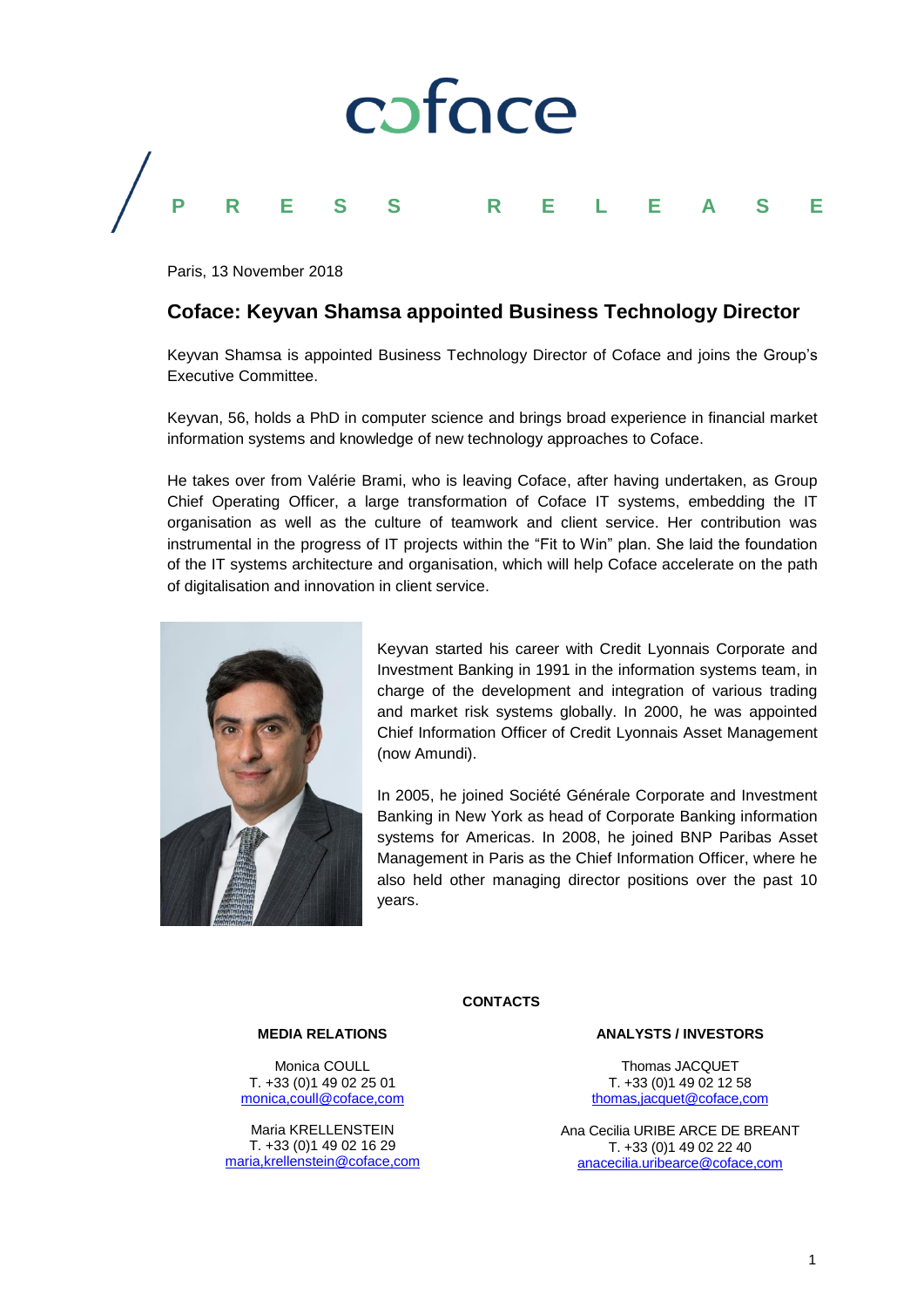coface

PRESS RELEASE

Paris, 13 November 2018

## Coface: Keyvan Shamsa appointed Business Technology Director

Keyvan Shamsa is appointed Business Technology Director of Coface and joins the Group's Executive Committee.

Keyvan, 56, holds a PhD in computer science and brings broad experience in financial market information systems and knowledge of new technology approaches to Coface.

He takes over from Valérie Brami, who is leaving Coface, after having undertaken, as Group Chief Operating Officer, a large transformation of Coface IT systems, embedding the IT organisation as well as the culture of teamwork and client service. Her contribution was instrumental in the progress of IT projects within the "Fit to Win" plan. She laid the foundation of the IT systems architecture and organisation, which will help Coface accelerate on the path of digitalisation and innovation in client service.

Keyvan started his career with Credit Lyonnais Corporate and Investment Banking in 1991 in the information systems team, in charge of the development and integration of various trading and market risk systems globally. In 2000, he was appointed Chief Information Officer of Credit Lyonnais Asset Management (now Amundi).

In 2005, he joined Société Générale Corporate and Investment Banking in New York as head of Corporate Banking information systems for Americas. In 2008, he joined BNP Paribas Asset Management in Paris as the Chief Information Officer, where he also held other managing director positions over the past 10 years.

**CONTACTS**

**MEDIA RELATIONS**

Monica COULL
T. +33 (0)1 49 02 25 01
monica,coull@coface,com

Maria KRELLENSTEIN
T. +33 (0)1 49 02 16 29
maria,krellenstein@coface,com

**ANALYSTS / INVESTORS**

Thomas JACQUET
T. +33 (0)1 49 02 12 58
thomas,jacquet@coface,com

Ana Cecilia URIBE ARCE DE BREANT
T. +33 (0)1 49 02 22 40
anacecilia.uribearce@coface,com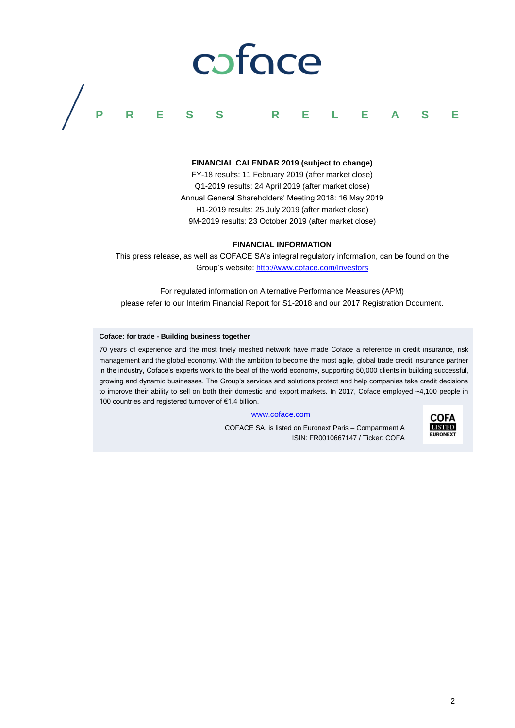**FINANCIAL CALENDAR 2019 (subject to change)**

FY-18 results: 11 February 2019 (after market close)
Q1-2019 results: 24 April 2019 (after market close)
Annual General Shareholders' Meeting 2018: 16 May 2019
H1-2019 results: 25 July 2019 (after market close)
9M-2019 results: 23 October 2019 (after market close)

**FINANCIAL INFORMATION**

This press release, as well as COFACE SA's integral regulatory information, can be found on the Group's website: http://www.coface.com/Investors

For regulated information on Alternative Performance Measures (APM) please refer to our Interim Financial Report for S1-2018 and our 2017 Registration Document.

**Coface: for trade - Building business together**

70 years of experience and the most finely meshed network have made Coface a reference in credit insurance, risk management and the global economy. With the ambition to become the most agile, global trade credit insurance partner in the industry, Coface's experts work to the beat of the world economy, supporting 50,000 clients in building successful, growing and dynamic businesses. The Group's services and solutions protect and help companies take credit decisions to improve their ability to sell on both their domestic and export markets. In 2017, Coface employed ~4,100 people in 100 countries and registered turnover of €1.4 billion.

www.coface.com

COFACE SA. is listed on Euronext Paris – Compartment A
ISIN: FR0010667147 / Ticker: COFA

COFA LISTED EURONEXT